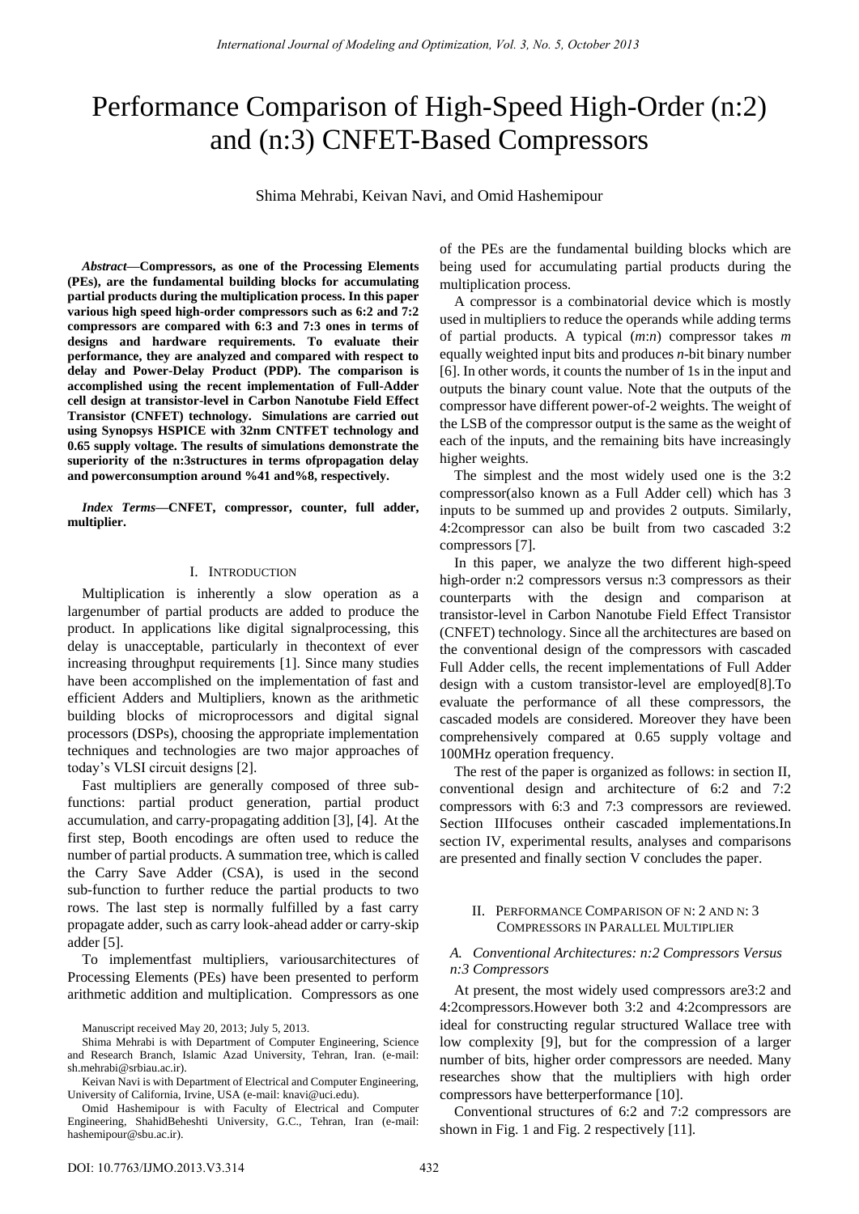# Performance Comparison of High-Speed High-Order (n:2) and (n:3) CNFET-Based Compressors

Shima Mehrabi, Keivan Navi, and Omid Hashemipour

***Abstract*—Compressors, as one of the Processing Elements (PEs), are the fundamental building blocks for accumulating partial products during the multiplication process. In this paper various high speed high-order compressors such as 6:2 and 7:2 compressors are compared with 6:3 and 7:3 ones in terms of designs and hardware requirements. To evaluate their performance, they are analyzed and compared with respect to delay and Power-Delay Product (PDP). The comparison is accomplished using the recent implementation of Full-Adder cell design at transistor-level in Carbon Nanotube Field Effect Transistor (CNFET) technology. Simulations are carried out using Synopsys HSPICE with 32nm CNTFET technology and 0.65 supply voltage. The results of simulations demonstrate the superiority of the n:3structures in terms ofpropagation delay and powerconsumption around %41 and%8, respectively.**

***Index Terms*—CNFET, compressor, counter, full adder, multiplier.**

## I. Introduction

Multiplication is inherently a slow operation as a largenumber of partial products are added to produce the product. In applications like digital signalprocessing, this delay is unacceptable, particularly in thecontext of ever increasing throughput requirements [1]. Since many studies have been accomplished on the implementation of fast and efficient Adders and Multipliers, known as the arithmetic building blocks of microprocessors and digital signal processors (DSPs), choosing the appropriate implementation techniques and technologies are two major approaches of today's VLSI circuit designs [2].

Fast multipliers are generally composed of three sub-functions: partial product generation, partial product accumulation, and carry-propagating addition [3], [4]. At the first step, Booth encodings are often used to reduce the number of partial products. A summation tree, which is called the Carry Save Adder (CSA), is used in the second sub-function to further reduce the partial products to two rows. The last step is normally fulfilled by a fast carry propagate adder, such as carry look-ahead adder or carry-skip adder [5].

To implementfast multipliers, variousarchitectures of Processing Elements (PEs) have been presented to perform arithmetic addition and multiplication. Compressors as one of the PEs are the fundamental building blocks which are being used for accumulating partial products during the multiplication process.

A compressor is a combinatorial device which is mostly used in multipliers to reduce the operands while adding terms of partial products. A typical (*m*:*n*) compressor takes *m* equally weighted input bits and produces *n*-bit binary number [6]. In other words, it counts the number of 1s in the input and outputs the binary count value. Note that the outputs of the compressor have different power-of-2 weights. The weight of the LSB of the compressor output is the same as the weight of each of the inputs, and the remaining bits have increasingly higher weights.

The simplest and the most widely used one is the 3:2 compressor(also known as a Full Adder cell) which has 3 inputs to be summed up and provides 2 outputs. Similarly, 4:2compressor can also be built from two cascaded 3:2 compressors [7].

In this paper, we analyze the two different high-speed high-order n:2 compressors versus n:3 compressors as their counterparts with the design and comparison at transistor-level in Carbon Nanotube Field Effect Transistor (CNFET) technology. Since all the architectures are based on the conventional design of the compressors with cascaded Full Adder cells, the recent implementations of Full Adder design with a custom transistor-level are employed[8].To evaluate the performance of all these compressors, the cascaded models are considered. Moreover they have been comprehensively compared at 0.65 supply voltage and 100MHz operation frequency.

The rest of the paper is organized as follows: in section II, conventional design and architecture of 6:2 and 7:2 compressors with 6:3 and 7:3 compressors are reviewed. Section IIIfocuses ontheir cascaded implementations.In section IV, experimental results, analyses and comparisons are presented and finally section V concludes the paper.

## II. Performance Comparison of n: 2 and n: 3 Compressors in Parallel Multiplier

### *A. Conventional Architectures: n:2 Compressors Versus n:3 Compressors*

At present, the most widely used compressors are3:2 and 4:2compressors.However both 3:2 and 4:2compressors are ideal for constructing regular structured Wallace tree with low complexity [9], but for the compression of a larger number of bits, higher order compressors are needed. Many researches show that the multipliers with high order compressors have betterperformance [10].

Conventional structures of 6:2 and 7:2 compressors are shown in Fig. 1 and Fig. 2 respectively [11].

Manuscript received May 20, 2013; July 5, 2013.

Shima Mehrabi is with Department of Computer Engineering, Science and Research Branch, Islamic Azad University, Tehran, Iran. (e-mail: sh.mehrabi@srbiau.ac.ir).

Keivan Navi is with Department of Electrical and Computer Engineering, University of California, Irvine, USA (e-mail: knavi@uci.edu).

Omid Hashemipour is with Faculty of Electrical and Computer Engineering, ShahidBeheshti University, G.C., Tehran, Iran (e-mail: hashemipour@sbu.ac.ir).

DOI: 10.7763/IJMO.2013.V3.314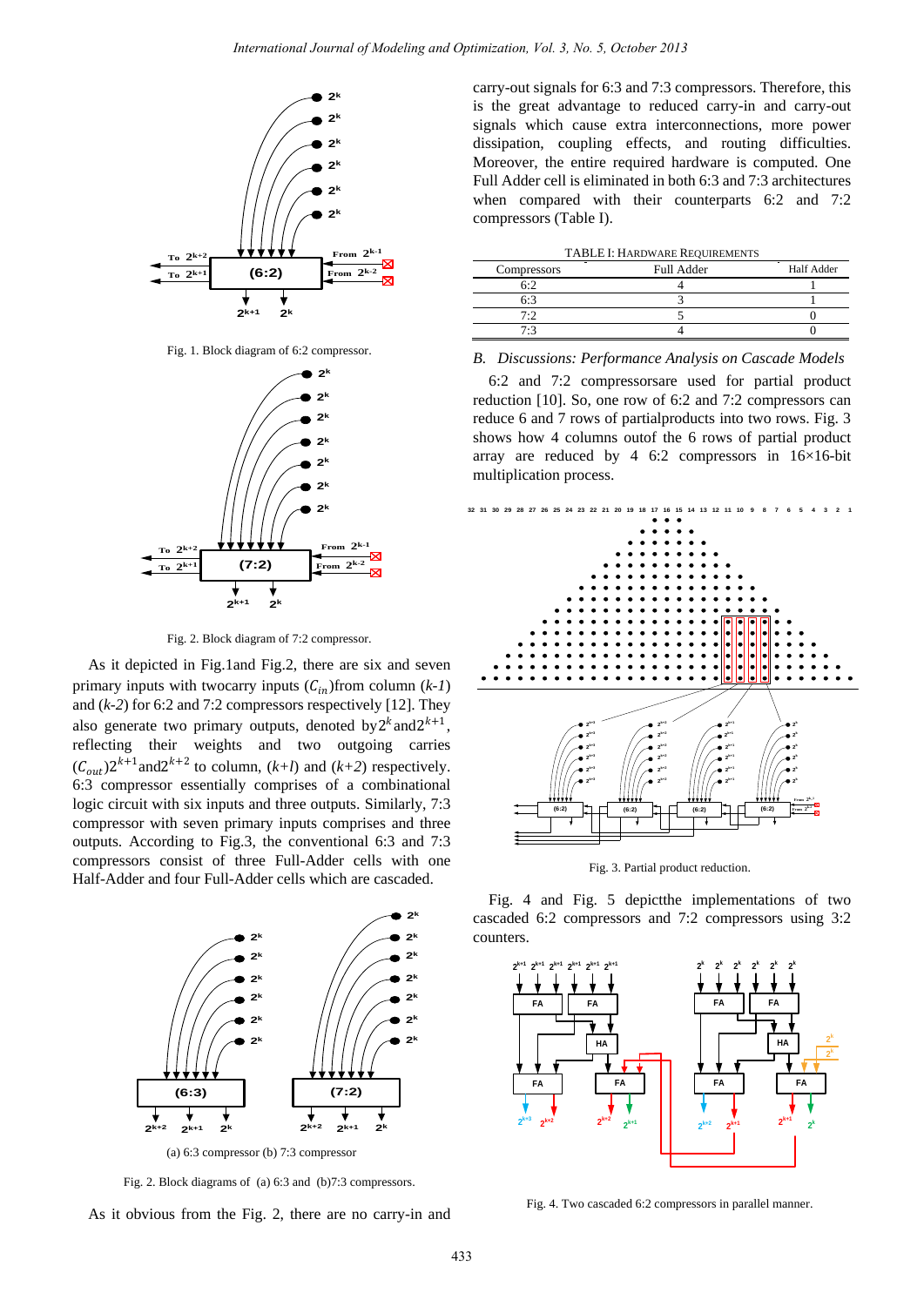Fig. 1. Block diagram of 6:2 compressor.

Fig. 2. Block diagram of 7:2 compressor.

As it depicted in Fig.1and Fig.2, there are six and seven primary inputs with twocarry inputs ($C_{in}$)from column (*k-1*) and (*k-2*) for 6:2 and 7:2 compressors respectively [12]. They also generate two primary outputs, denoted by$2^k$and$2^{k+1}$, reflecting their weights and two outgoing carries ($C_{out}$)$2^{k+1}$and$2^{k+2}$ to column, (*k+l*) and (*k+2*) respectively. 6:3 compressor essentially comprises of a combinational logic circuit with six inputs and three outputs. Similarly, 7:3 compressor with seven primary inputs comprises and three outputs. According to Fig.3, the conventional 6:3 and 7:3 compressors consist of three Full-Adder cells with one Half-Adder and four Full-Adder cells which are cascaded.

(a) 6:3 compressor (b) 7:3 compressor

Fig. 2. Block diagrams of (a) 6:3 and (b)7:3 compressors.

As it obvious from the Fig. 2, there are no carry-in and carry-out signals for 6:3 and 7:3 compressors. Therefore, this is the great advantage to reduced carry-in and carry-out signals which cause extra interconnections, more power dissipation, coupling effects, and routing difficulties. Moreover, the entire required hardware is computed. One Full Adder cell is eliminated in both 6:3 and 7:3 architectures when compared with their counterparts 6:2 and 7:2 compressors (Table I).

TABLE I: HARDWARE REQUIREMENTS

| Compressors | Full Adder | Half Adder |
|---|---|---|
| 6:2 | 4 | 1 |
| 6:3 | 3 | 1 |
| 7:2 | 5 | 0 |
| 7:3 | 4 | 0 |

### *B. Discussions: Performance Analysis on Cascade Models*

6:2 and 7:2 compressorsare used for partial product reduction [10]. So, one row of 6:2 and 7:2 compressors can reduce 6 and 7 rows of partialproducts into two rows. Fig. 3 shows how 4 columns outof the 6 rows of partial product array are reduced by 4 6:2 compressors in 16×16-bit multiplication process.

Fig. 3. Partial product reduction.

Fig. 4 and Fig. 5 depictthe implementations of two cascaded 6:2 compressors and 7:2 compressors using 3:2 counters.

Fig. 4. Two cascaded 6:2 compressors in parallel manner.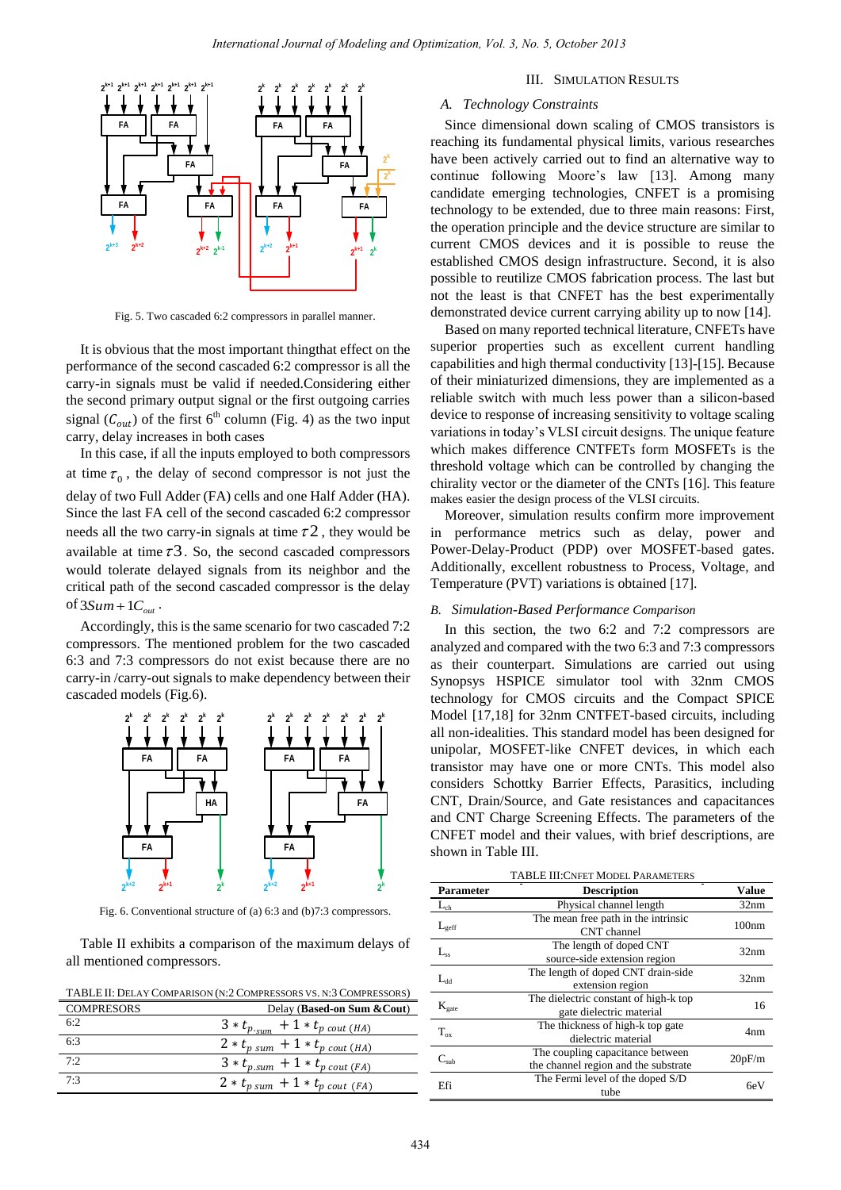Fig. 5. Two cascaded 6:2 compressors in parallel manner.

It is obvious that the most important thingthat effect on the performance of the second cascaded 6:2 compressor is all the carry-in signals must be valid if needed.Considering either the second primary output signal or the first outgoing carries signal ($C_{out}$) of the first 6th column (Fig. 4) as the two input carry, delay increases in both cases

In this case, if all the inputs employed to both compressors at time $\tau_0$, the delay of second compressor is not just the delay of two Full Adder (FA) cells and one Half Adder (HA). Since the last FA cell of the second cascaded 6:2 compressor needs all the two carry-in signals at time $\tau 2$, they would be available at time $\tau 3$. So, the second cascaded compressors would tolerate delayed signals from its neighbor and the critical path of the second cascaded compressor is the delay of $3Sum + 1C_{out}$.

Accordingly, this is the same scenario for two cascaded 7:2 compressors. The mentioned problem for the two cascaded 6:3 and 7:3 compressors do not exist because there are no carry-in /carry-out signals to make dependency between their cascaded models (Fig.6).

Fig. 6. Conventional structure of (a) 6:3 and (b)7:3 compressors.

Table II exhibits a comparison of the maximum delays of all mentioned compressors.

TABLE II: DELAY COMPARISON (N:2 COMPRESSORS VS. N:3 COMPRESSORS)

| COMPRESSORS | Delay (**Based-on Sum &Cout**) |
|---|---|
| 6:2 | $3 * t_{p.sum} + 1 * t_{p\ cout\ (HA)}$ |
| 6:3 | $2 * t_{p\ sum} + 1 * t_{p\ cout\ (HA)}$ |
| 7:2 | $3 * t_{p.sum} + 1 * t_{p\ cout\ (FA)}$ |
| 7:3 | $2 * t_{p\ sum} + 1 * t_{p\ cout\ (FA)}$ |

## III. SIMULATION RESULTS

### *A. Technology Constraints*

Since dimensional down scaling of CMOS transistors is reaching its fundamental physical limits, various researches have been actively carried out to find an alternative way to continue following Moore's law [13]. Among many candidate emerging technologies, CNFET is a promising technology to be extended, due to three main reasons: First, the operation principle and the device structure are similar to the current CMOS devices and it is possible to reuse the established CMOS design infrastructure. Second, it is also possible to reutilize CMOS fabrication process. The last but not the least is that CNFET has the best experimentally demonstrated device current carrying ability up to now [14].

Based on many reported technical literature, CNFETs have superior properties such as excellent current handling capabilities and high thermal conductivity [13]-[15]. Because of their miniaturized dimensions, they are implemented as a reliable switch with much less power than a silicon-based device to response of increasing sensitivity to voltage scaling variations in today's VLSI circuit designs. The unique feature which makes difference CNTFETs form MOSFETs is the threshold voltage which can be controlled by changing the chirality vector or the diameter of the CNTs [16]. This feature makes easier the design process of the VLSI circuits.

Moreover, simulation results confirm more improvement in performance metrics such as delay, power and Power-Delay-Product (PDP) over MOSFET-based gates. Additionally, excellent robustness to Process, Voltage, and Temperature (PVT) variations is obtained [17].

### *B. Simulation-Based Performance Comparison*

In this section, the two 6:2 and 7:2 compressors are analyzed and compared with the two 6:3 and 7:3 compressors as their counterpart. Simulations are carried out using Synopsys HSPICE simulator tool with 32nm CMOS technology for CMOS circuits and the Compact SPICE Model [17,18] for 32nm CNTFET-based circuits, including all non-idealities. This standard model has been designed for unipolar, MOSFET-like CNFET devices, in which each transistor may have one or more CNTs. This model also considers Schottky Barrier Effects, Parasitics, including CNT, Drain/Source, and Gate resistances and capacitances and CNT Charge Screening Effects. The parameters of the CNFET model and their values, with brief descriptions, are shown in Table III.

TABLE III:CNFET MODEL PARAMETERS

| Parameter | Description | Value |
|---|---|---|
| $L_{ch}$ | Physical channel length | 32nm |
| $L_{geff}$ | The mean free path in the intrinsic CNT channel | 100nm |
| $L_{ss}$ | The length of doped CNT source-side extension region | 32nm |
| $L_{dd}$ | The length of doped CNT drain-side extension region | 32nm |
| $K_{gate}$ | The dielectric constant of high-k top gate dielectric material | 16 |
| $T_{ox}$ | The thickness of high-k top gate dielectric material | 4nm |
| $C_{sub}$ | The coupling capacitance between the channel region and the substrate | 20pF/m |
| Efi | The Fermi level of the doped S/D tube | 6eV |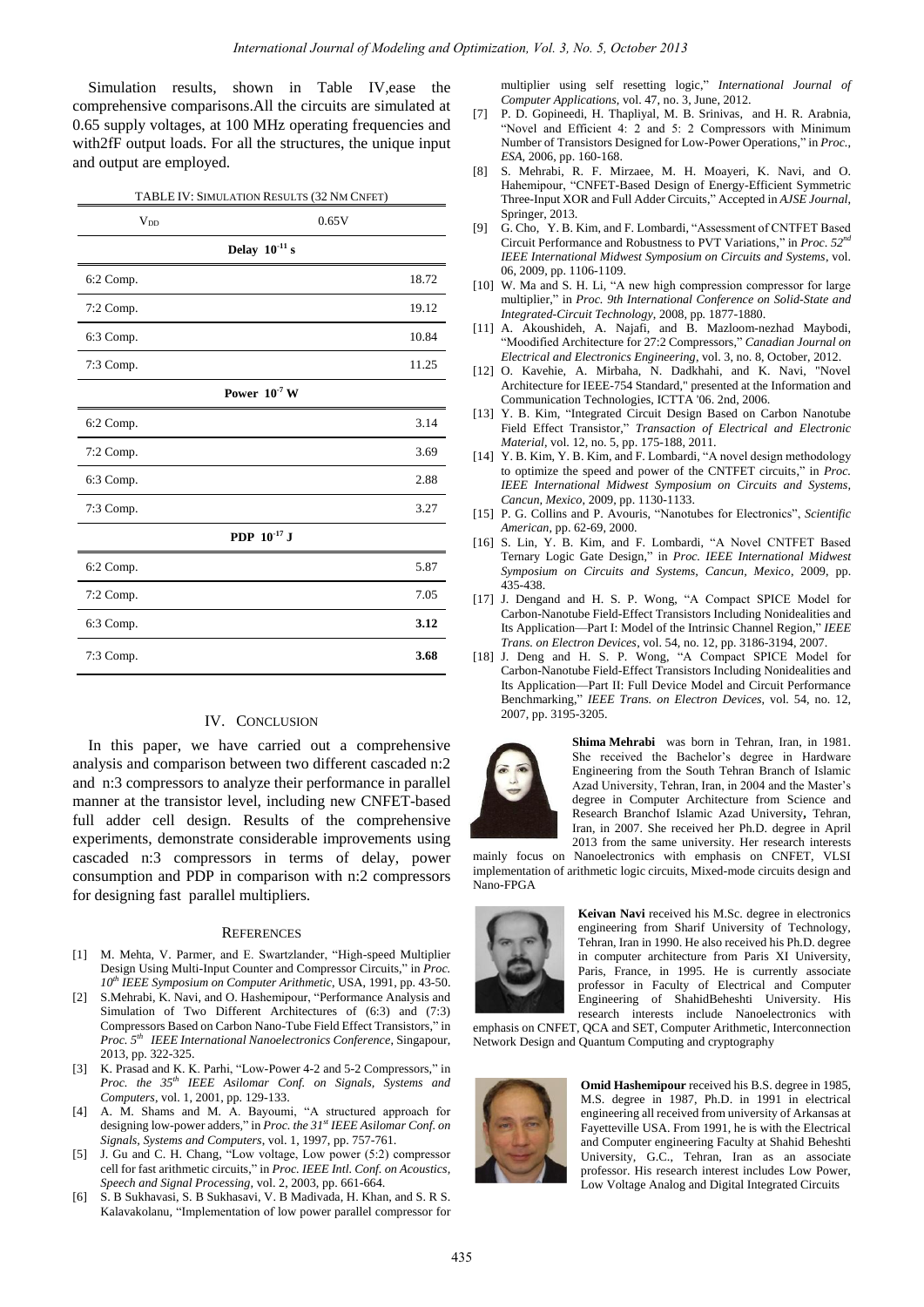Simulation results, shown in Table IV,ease the comprehensive comparisons.All the circuits are simulated at 0.65 supply voltages, at 100 MHz operating frequencies and with2fF output loads. For all the structures, the unique input and output are employed.

TABLE IV: SIMULATION RESULTS (32 NM CNFET)

| $V_{DD}$ | 0.65V |
|---|---|
| **Delay $10^{-11}$ s** | |
| 6:2 Comp. | 18.72 |
| 7:2 Comp. | 19.12 |
| 6:3 Comp. | 10.84 |
| 7:3 Comp. | 11.25 |
| **Power $10^{-7}$ W** | |
| 6:2 Comp. | 3.14 |
| 7:2 Comp. | 3.69 |
| 6:3 Comp. | 2.88 |
| 7:3 Comp. | 3.27 |
| **PDP $10^{-17}$ J** | |
| 6:2 Comp. | 5.87 |
| 7:2 Comp. | 7.05 |
| 6:3 Comp. | **3.12** |
| 7:3 Comp. | **3.68** |

## IV. CONCLUSION

In this paper, we have carried out a comprehensive analysis and comparison between two different cascaded n:2 and n:3 compressors to analyze their performance in parallel manner at the transistor level, including new CNFET-based full adder cell design. Results of the comprehensive experiments, demonstrate considerable improvements using cascaded n:3 compressors in terms of delay, power consumption and PDP in comparison with n:2 compressors for designing fast parallel multipliers.

## REFERENCES

[1] M. Mehta, V. Parmer, and E. Swartzlander, "High-speed Multiplier Design Using Multi-Input Counter and Compressor Circuits," in *Proc. 10th IEEE Symposium on Computer Arithmetic*, USA, 1991, pp. 43-50.

[2] S.Mehrabi, K. Navi, and O. Hashemipour, "Performance Analysis and Simulation of Two Different Architectures of (6:3) and (7:3) Compressors Based on Carbon Nano-Tube Field Effect Transistors," in *Proc. 5th IEEE International Nanoelectronics Conference*, Singapour, 2013, pp. 322-325.

[3] K. Prasad and K. K. Parhi, "Low-Power 4-2 and 5-2 Compressors," in *Proc. the 35th IEEE Asilomar Conf. on Signals, Systems and Computers*, vol. 1, 2001, pp. 129-133.

[4] A. M. Shams and M. A. Bayoumi, "A structured approach for designing low-power adders," in *Proc. the 31st IEEE Asilomar Conf. on Signals, Systems and Computers*, vol. 1, 1997, pp. 757-761.

[5] J. Gu and C. H. Chang, "Low voltage, Low power (5:2) compressor cell for fast arithmetic circuits," in *Proc. IEEE Intl. Conf. on Acoustics, Speech and Signal Processing*, vol. 2, 2003, pp. 661-664.

[6] S. B Sukhavasi, S. B Sukhasavi, V. B Madivada, H. Khan, and S. R S. Kalavakolanu, "Implementation of low power parallel compressor for multiplier using self resetting logic," *International Journal of Computer Applications*, vol. 47, no. 3, June, 2012.

[7] P. D. Gopineedi, H. Thapliyal, M. B. Srinivas, and H. R. Arabnia, "Novel and Efficient 4: 2 and 5: 2 Compressors with Minimum Number of Transistors Designed for Low-Power Operations," in *Proc., ESA*, 2006, pp. 160-168.

[8] S. Mehrabi, R. F. Mirzaee, M. H. Moayeri, K. Navi, and O. Hahemipour, "CNFET-Based Design of Energy-Efficient Symmetric Three-Input XOR and Full Adder Circuits," Accepted in *AJSE Journal*, Springer, 2013.

[9] G. Cho, Y. B. Kim, and F. Lombardi, "Assessment of CNTFET Based Circuit Performance and Robustness to PVT Variations," in *Proc. 52nd IEEE International Midwest Symposium on Circuits and Systems*, vol. 06, 2009, pp. 1106-1109.

[10] W. Ma and S. H. Li, "A new high compression compressor for large multiplier," in *Proc. 9th International Conference on Solid-State and Integrated-Circuit Technology*, 2008, pp. 1877-1880.

[11] A. Akoushideh, A. Najafi, and B. Mazloom-nezhad Maybodi, "Moodified Architecture for 27:2 Compressors," *Canadian Journal on Electrical and Electronics Engineering*, vol. 3, no. 8, October, 2012.

[12] O. Kavehie, A. Mirbaha, N. Dadkhahi, and K. Navi, "Novel Architecture for IEEE-754 Standard," presented at the Information and Communication Technologies, ICTTA '06. 2nd, 2006.

[13] Y. B. Kim, "Integrated Circuit Design Based on Carbon Nanotube Field Effect Transistor," *Transaction of Electrical and Electronic Material*, vol. 12, no. 5, pp. 175-188, 2011.

[14] Y. B. Kim, Y. B. Kim, and F. Lombardi, "A novel design methodology to optimize the speed and power of the CNTFET circuits," in *Proc. IEEE International Midwest Symposium on Circuits and Systems, Cancun, Mexico*, 2009, pp. 1130-1133.

[15] P. G. Collins and P. Avouris, "Nanotubes for Electronics", *Scientific American*, pp. 62-69, 2000.

[16] S. Lin, Y. B. Kim, and F. Lombardi, "A Novel CNTFET Based Ternary Logic Gate Design," in *Proc. IEEE International Midwest Symposium on Circuits and Systems, Cancun, Mexico*, 2009, pp. 435-438.

[17] J. Dengand and H. S. P. Wong, "A Compact SPICE Model for Carbon-Nanotube Field-Effect Transistors Including Nonidealities and Its Application—Part I: Model of the Intrinsic Channel Region," *IEEE Trans. on Electron Devices*, vol. 54, no. 12, pp. 3186-3194, 2007.

[18] J. Deng and H. S. P. Wong, "A Compact SPICE Model for Carbon-Nanotube Field-Effect Transistors Including Nonidealities and Its Application—Part II: Full Device Model and Circuit Performance Benchmarking," *IEEE Trans. on Electron Devices*, vol. 54, no. 12, 2007, pp. 3195-3205.

**Shima Mehrabi** was born in Tehran, Iran, in 1981. She received the Bachelor's degree in Hardware Engineering from the South Tehran Branch of Islamic Azad University, Tehran, Iran, in 2004 and the Master's degree in Computer Architecture from Science and Research Branchof Islamic Azad University, Tehran, Iran, in 2007. She received her Ph.D. degree in April 2013 from the same university. Her research interests mainly focus on Nanoelectronics with emphasis on CNFET, VLSI implementation of arithmetic logic circuits, Mixed-mode circuits design and Nano-FPGA

**Keivan Navi** received his M.Sc. degree in electronics engineering from Sharif University of Technology, Tehran, Iran in 1990. He also received his Ph.D. degree in computer architecture from Paris XI University, Paris, France, in 1995. He is currently associate professor in Faculty of Electrical and Computer Engineering of ShahidBeheshti University. His research interests include Nanoelectronics with emphasis on CNFET, QCA and SET, Computer Arithmetic, Interconnection Network Design and Quantum Computing and cryptography

**Omid Hashemipour** received his B.S. degree in 1985, M.S. degree in 1987, Ph.D. in 1991 in electrical engineering all received from university of Arkansas at Fayetteville USA. From 1991, he is with the Electrical and Computer engineering Faculty at Shahid Beheshti University, G.C., Tehran, Iran as an associate professor. His research interest includes Low Power, Low Voltage Analog and Digital Integrated Circuits